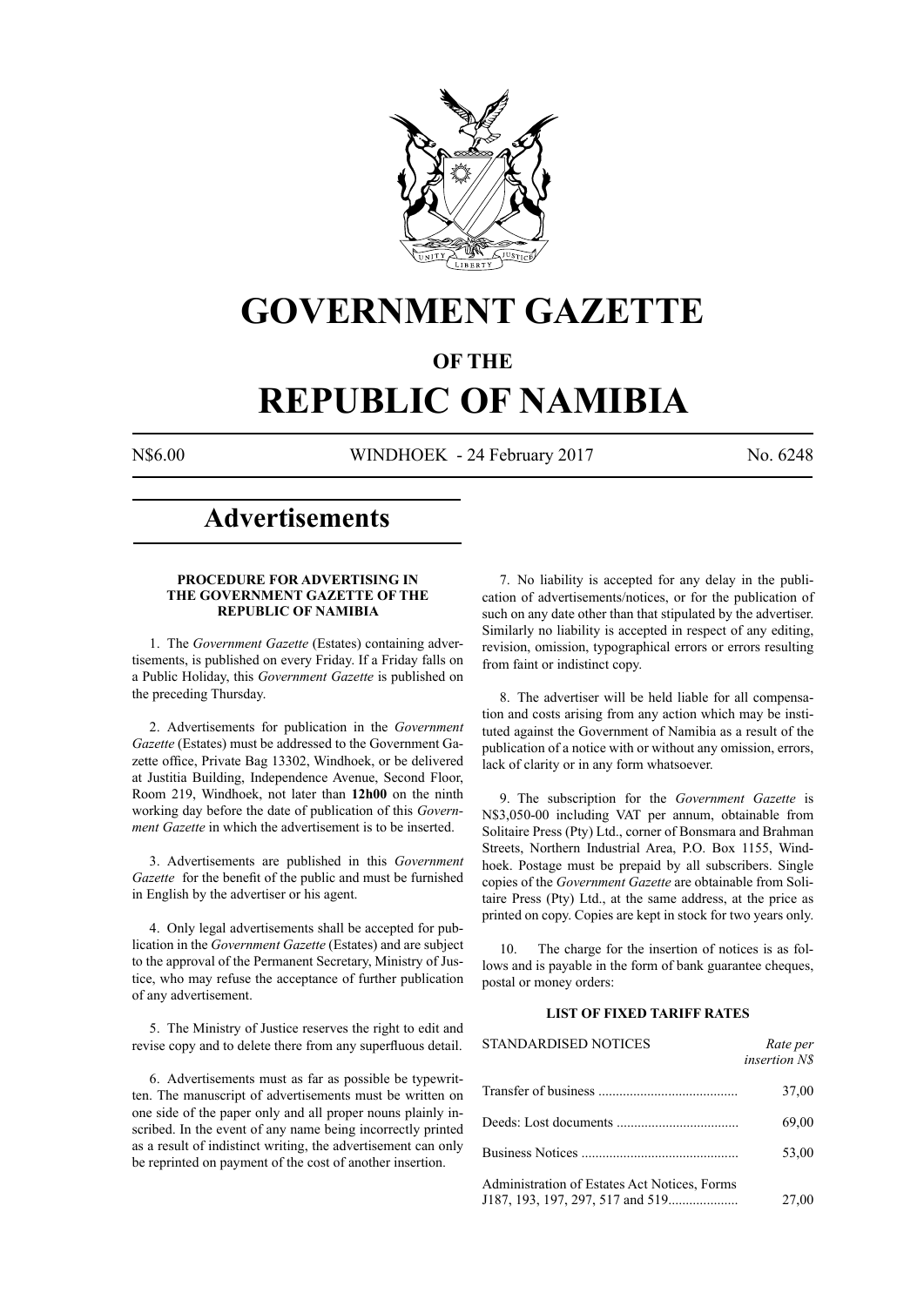# GOVERNMENT GAZETTE

## OF THE

# REPUBLIC OF NAMIBIA

N$6.00 WINDHOEK - 24 February 2017 No. 6248

## Advertisements

### PROCEDURE FOR ADVERTISING IN THE GOVERNMENT GAZETTE OF THE REPUBLIC OF NAMIBIA

1. The *Government Gazette* (Estates) containing advertisements, is published on every Friday. If a Friday falls on a Public Holiday, this *Government Gazette* is published on the preceding Thursday.

2. Advertisements for publication in the *Government Gazette* (Estates) must be addressed to the Government Gazette office, Private Bag 13302, Windhoek, or be delivered at Justitia Building, Independence Avenue, Second Floor, Room 219, Windhoek, not later than **12h00** on the ninth working day before the date of publication of this *Government Gazette* in which the advertisement is to be inserted.

3. Advertisements are published in this *Government Gazette* for the benefit of the public and must be furnished in English by the advertiser or his agent.

4. Only legal advertisements shall be accepted for publication in the *Government Gazette* (Estates) and are subject to the approval of the Permanent Secretary, Ministry of Justice, who may refuse the acceptance of further publication of any advertisement.

5. The Ministry of Justice reserves the right to edit and revise copy and to delete there from any superfluous detail.

6. Advertisements must as far as possible be typewritten. The manuscript of advertisements must be written on one side of the paper only and all proper nouns plainly inscribed. In the event of any name being incorrectly printed as a result of indistinct writing, the advertisement can only be reprinted on payment of the cost of another insertion.

7. No liability is accepted for any delay in the publication of advertisements/notices, or for the publication of such on any date other than that stipulated by the advertiser. Similarly no liability is accepted in respect of any editing, revision, omission, typographical errors or errors resulting from faint or indistinct copy.

8. The advertiser will be held liable for all compensation and costs arising from any action which may be instituted against the Government of Namibia as a result of the publication of a notice with or without any omission, errors, lack of clarity or in any form whatsoever.

9. The subscription for the *Government Gazette* is N$3,050-00 including VAT per annum, obtainable from Solitaire Press (Pty) Ltd., corner of Bonsmara and Brahman Streets, Northern Industrial Area, P.O. Box 1155, Windhoek. Postage must be prepaid by all subscribers. Single copies of the *Government Gazette* are obtainable from Solitaire Press (Pty) Ltd., at the same address, at the price as printed on copy. Copies are kept in stock for two years only.

10. The charge for the insertion of notices is as follows and is payable in the form of bank guarantee cheques, postal or money orders:

### LIST OF FIXED TARIFF RATES

| STANDARDISED NOTICES | *Rate per insertion N$* |
|---|---|
| Transfer of business | 37,00 |
| Deeds: Lost documents | 69,00 |
| Business Notices | 53,00 |
| Administration of Estates Act Notices, Forms J187, 193, 197, 297, 517 and 519 | 27,00 |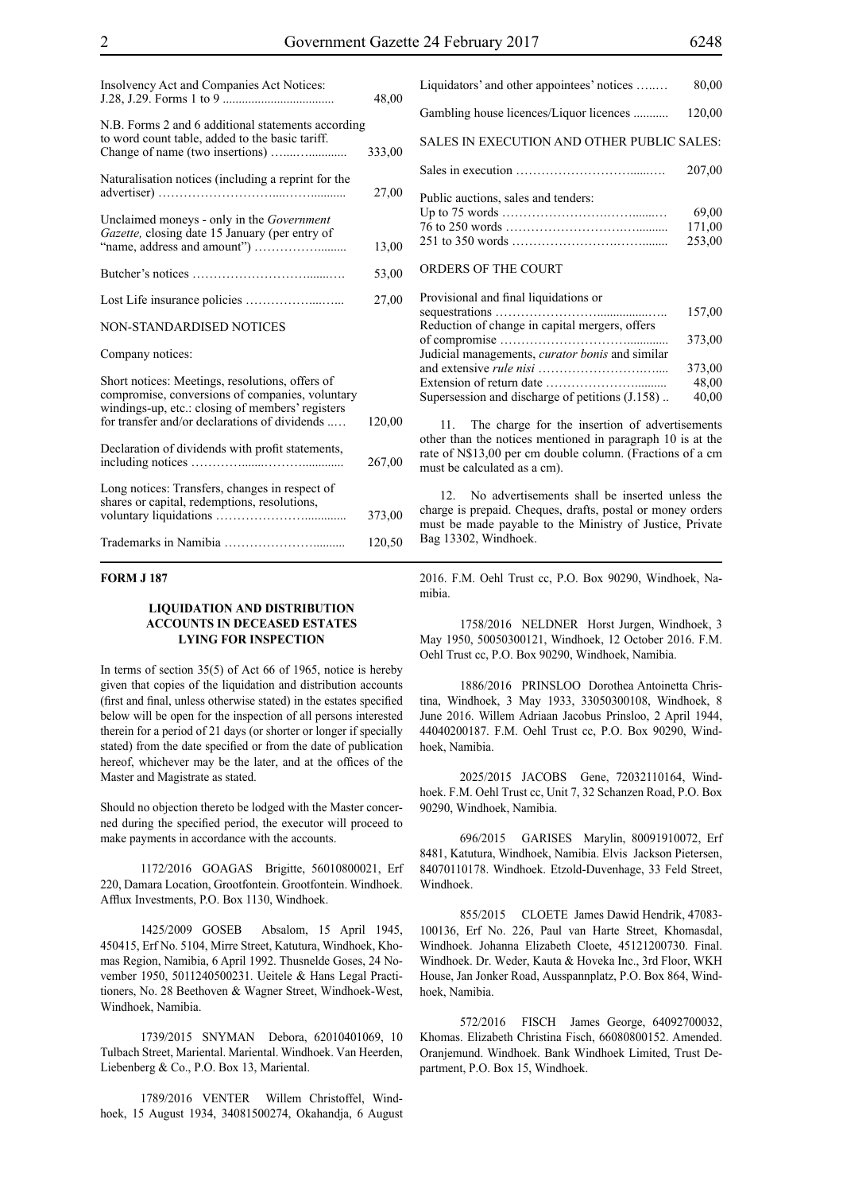| | |
|---|---|
| Insolvency Act and Companies Act Notices: J.28, J.29. Forms 1 to 9 | 48,00 |
| N.B. Forms 2 and 6 additional statements according to word count table, added to the basic tariff. | |
| Change of name (two insertions) | 333,00 |
| Naturalisation notices (including a reprint for the advertiser) | 27,00 |
| Unclaimed moneys - only in the *Government Gazette,* closing date 15 January (per entry of "name, address and amount") | 13,00 |
| Butcher's notices | 53,00 |
| Lost Life insurance policies | 27,00 |
| NON-STANDARDISED NOTICES | |
| Company notices: | |
| Short notices: Meetings, resolutions, offers of compromise, conversions of companies, voluntary windings-up, etc.: closing of members' registers for transfer and/or declarations of dividends | 120,00 |
| Declaration of dividends with profit statements, including notices | 267,00 |
| Long notices: Transfers, changes in respect of shares or capital, redemptions, resolutions, voluntary liquidations | 373,00 |
| Trademarks in Namibia | 120,50 |
| Liquidators' and other appointees' notices | 80,00 |
| Gambling house licences/Liquor licences | 120,00 |
| SALES IN EXECUTION AND OTHER PUBLIC SALES: | |
| Sales in execution | 207,00 |
| Public auctions, sales and tenders: | |
| Up to 75 words | 69,00 |
| 76 to 250 words | 171,00 |
| 251 to 350 words | 253,00 |
| ORDERS OF THE COURT | |
| Provisional and final liquidations or sequestrations | 157,00 |
| Reduction of change in capital mergers, offers of compromise | 373,00 |
| Judicial managements, *curator bonis* and similar and extensive *rule nisi* | 373,00 |
| Extension of return date | 48,00 |
| Supersession and discharge of petitions (J.158) | 40,00 |

11. The charge for the insertion of advertisements other than the notices mentioned in paragraph 10 is at the rate of N$13,00 per cm double column. (Fractions of a cm must be calculated as a cm).

12. No advertisements shall be inserted unless the charge is prepaid. Cheques, drafts, postal or money orders must be made payable to the Ministry of Justice, Private Bag 13302, Windhoek.

**FORM J 187**

**LIQUIDATION AND DISTRIBUTION ACCOUNTS IN DECEASED ESTATES LYING FOR INSPECTION**

In terms of section 35(5) of Act 66 of 1965, notice is hereby given that copies of the liquidation and distribution accounts (first and final, unless otherwise stated) in the estates specified below will be open for the inspection of all persons interested therein for a period of 21 days (or shorter or longer if specially stated) from the date specified or from the date of publication hereof, whichever may be the later, and at the offices of the Master and Magistrate as stated.

Should no objection thereto be lodged with the Master concerned during the specified period, the executor will proceed to make payments in accordance with the accounts.

1172/2016 GOAGAS Brigitte, 56010800021, Erf 220, Damara Location, Grootfontein. Grootfontein. Windhoek. Afflux Investments, P.O. Box 1130, Windhoek.

1425/2009 GOSEB Absalom, 15 April 1945, 450415, Erf No. 5104, Mirre Street, Katutura, Windhoek, Khomas Region, Namibia, 6 April 1992. Thusnelde Goses, 24 November 1950, 5011240500231. Ueitele & Hans Legal Practitioners, No. 28 Beethoven & Wagner Street, Windhoek-West, Windhoek, Namibia.

1739/2015 SNYMAN Debora, 62010401069, 10 Tulbach Street, Mariental. Mariental. Windhoek. Van Heerden, Liebenberg & Co., P.O. Box 13, Mariental.

1789/2016 VENTER Willem Christoffel, Windhoek, 15 August 1934, 34081500274, Okahandja, 6 August 2016. F.M. Oehl Trust cc, P.O. Box 90290, Windhoek, Namibia.

1758/2016 NELDNER Horst Jurgen, Windhoek, 3 May 1950, 50050300121, Windhoek, 12 October 2016. F.M. Oehl Trust cc, P.O. Box 90290, Windhoek, Namibia.

1886/2016 PRINSLOO Dorothea Antoinetta Christina, Windhoek, 3 May 1933, 33050300108, Windhoek, 8 June 2016. Willem Adriaan Jacobus Prinsloo, 2 April 1944, 44040200187. F.M. Oehl Trust cc, P.O. Box 90290, Windhoek, Namibia.

2025/2015 JACOBS Gene, 72032110164, Windhoek. F.M. Oehl Trust cc, Unit 7, 32 Schanzen Road, P.O. Box 90290, Windhoek, Namibia.

696/2015 GARISES Marylin, 80091910072, Erf 8481, Katutura, Windhoek, Namibia. Elvis Jackson Pietersen, 84070110178. Windhoek. Etzold-Duvenhage, 33 Feld Street, Windhoek.

855/2015 CLOETE James Dawid Hendrik, 47083-100136, Erf No. 226, Paul van Harte Street, Khomasdal, Windhoek. Johanna Elizabeth Cloete, 45121200730. Final. Windhoek. Dr. Weder, Kauta & Hoveka Inc., 3rd Floor, WKH House, Jan Jonker Road, Ausspannplatz, P.O. Box 864, Windhoek, Namibia.

572/2016 FISCH James George, 64092700032, Khomas. Elizabeth Christina Fisch, 66080800152. Amended. Oranjemund. Windhoek. Bank Windhoek Limited, Trust Department, P.O. Box 15, Windhoek.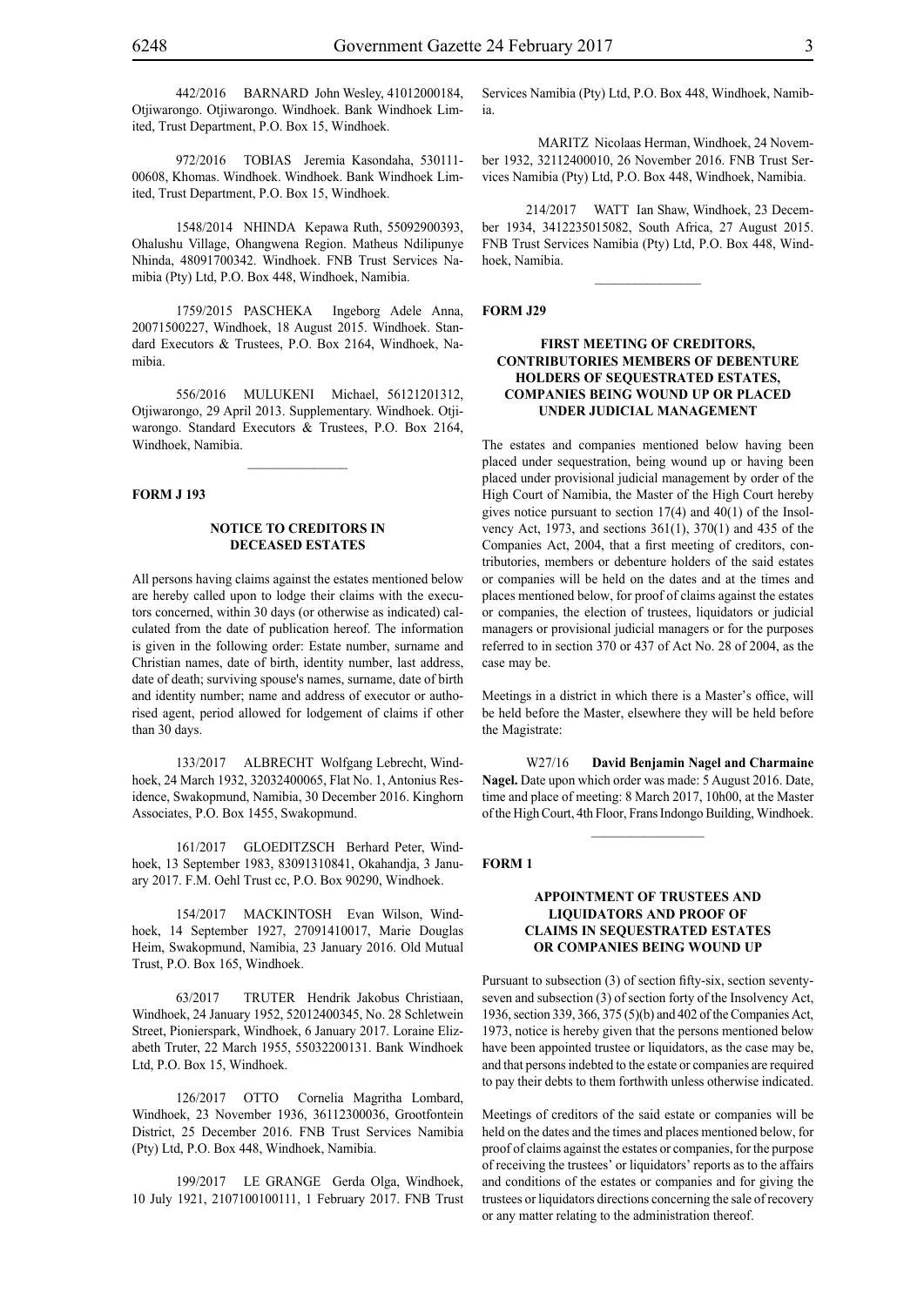442/2016 BARNARD John Wesley, 41012000184, Otjiwarongo. Otjiwarongo. Windhoek. Bank Windhoek Limited, Trust Department, P.O. Box 15, Windhoek.

972/2016 TOBIAS Jeremia Kasondaha, 530111-00608, Khomas. Windhoek. Windhoek. Bank Windhoek Limited, Trust Department, P.O. Box 15, Windhoek.

1548/2014 NHINDA Kepawa Ruth, 55092900393, Ohalushu Village, Ohangwena Region. Matheus Ndilipunye Nhinda, 48091700342. Windhoek. FNB Trust Services Namibia (Pty) Ltd, P.O. Box 448, Windhoek, Namibia.

1759/2015 PASCHEKA Ingeborg Adele Anna, 20071500227, Windhoek, 18 August 2015. Windhoek. Standard Executors & Trustees, P.O. Box 2164, Windhoek, Namibia.

556/2016 MULUKENI Michael, 56121201312, Otjiwarongo, 29 April 2013. Supplementary. Windhoek. Otjiwarongo. Standard Executors & Trustees, P.O. Box 2164, Windhoek, Namibia.

**FORM J 193**

### NOTICE TO CREDITORS IN DECEASED ESTATES

All persons having claims against the estates mentioned below are hereby called upon to lodge their claims with the executors concerned, within 30 days (or otherwise as indicated) calculated from the date of publication hereof. The information is given in the following order: Estate number, surname and Christian names, date of birth, identity number, last address, date of death; surviving spouse's names, surname, date of birth and identity number; name and address of executor or authorised agent, period allowed for lodgement of claims if other than 30 days.

133/2017 ALBRECHT Wolfgang Lebrecht, Windhoek, 24 March 1932, 32032400065, Flat No. 1, Antonius Residence, Swakopmund, Namibia, 30 December 2016. Kinghorn Associates, P.O. Box 1455, Swakopmund.

161/2017 GLOEDITZSCH Berhard Peter, Windhoek, 13 September 1983, 83091310841, Okahandja, 3 January 2017. F.M. Oehl Trust cc, P.O. Box 90290, Windhoek.

154/2017 MACKINTOSH Evan Wilson, Windhoek, 14 September 1927, 27091410017, Marie Douglas Heim, Swakopmund, Namibia, 23 January 2016. Old Mutual Trust, P.O. Box 165, Windhoek.

63/2017 TRUTER Hendrik Jakobus Christiaan, Windhoek, 24 January 1952, 52012400345, No. 28 Schletwein Street, Pionierspark, Windhoek, 6 January 2017. Loraine Elizabeth Truter, 22 March 1955, 55032200131. Bank Windhoek Ltd, P.O. Box 15, Windhoek.

126/2017 OTTO Cornelia Magritha Lombard, Windhoek, 23 November 1936, 36112300036, Grootfontein District, 25 December 2016. FNB Trust Services Namibia (Pty) Ltd, P.O. Box 448, Windhoek, Namibia.

199/2017 LE GRANGE Gerda Olga, Windhoek, 10 July 1921, 2107100100111, 1 February 2017. FNB Trust Services Namibia (Pty) Ltd, P.O. Box 448, Windhoek, Namibia.

MARITZ Nicolaas Herman, Windhoek, 24 November 1932, 32112400010, 26 November 2016. FNB Trust Services Namibia (Pty) Ltd, P.O. Box 448, Windhoek, Namibia.

214/2017 WATT Ian Shaw, Windhoek, 23 December 1934, 3412235015082, South Africa, 27 August 2015. FNB Trust Services Namibia (Pty) Ltd, P.O. Box 448, Windhoek, Namibia.

**FORM J29**

### FIRST MEETING OF CREDITORS, CONTRIBUTORIES MEMBERS OF DEBENTURE HOLDERS OF SEQUESTRATED ESTATES, COMPANIES BEING WOUND UP OR PLACED UNDER JUDICIAL MANAGEMENT

The estates and companies mentioned below having been placed under sequestration, being wound up or having been placed under provisional judicial management by order of the High Court of Namibia, the Master of the High Court hereby gives notice pursuant to section 17(4) and 40(1) of the Insolvency Act, 1973, and sections 361(1), 370(1) and 435 of the Companies Act, 2004, that a first meeting of creditors, contributories, members or debenture holders of the said estates or companies will be held on the dates and at the times and places mentioned below, for proof of claims against the estates or companies, the election of trustees, liquidators or judicial managers or provisional judicial managers or for the purposes referred to in section 370 or 437 of Act No. 28 of 2004, as the case may be.

Meetings in a district in which there is a Master's office, will be held before the Master, elsewhere they will be held before the Magistrate:

W27/16 **David Benjamin Nagel and Charmaine Nagel.** Date upon which order was made: 5 August 2016. Date, time and place of meeting: 8 March 2017, 10h00, at the Master of the High Court, 4th Floor, Frans Indongo Building, Windhoek.

**FORM 1**

### APPOINTMENT OF TRUSTEES AND LIQUIDATORS AND PROOF OF CLAIMS IN SEQUESTRATED ESTATES OR COMPANIES BEING WOUND UP

Pursuant to subsection (3) of section fifty-six, section seventy-seven and subsection (3) of section forty of the Insolvency Act, 1936, section 339, 366, 375 (5)(b) and 402 of the Companies Act, 1973, notice is hereby given that the persons mentioned below have been appointed trustee or liquidators, as the case may be, and that persons indebted to the estate or companies are required to pay their debts to them forthwith unless otherwise indicated.

Meetings of creditors of the said estate or companies will be held on the dates and the times and places mentioned below, for proof of claims against the estates or companies, for the purpose of receiving the trustees' or liquidators' reports as to the affairs and conditions of the estates or companies and for giving the trustees or liquidators directions concerning the sale of recovery or any matter relating to the administration thereof.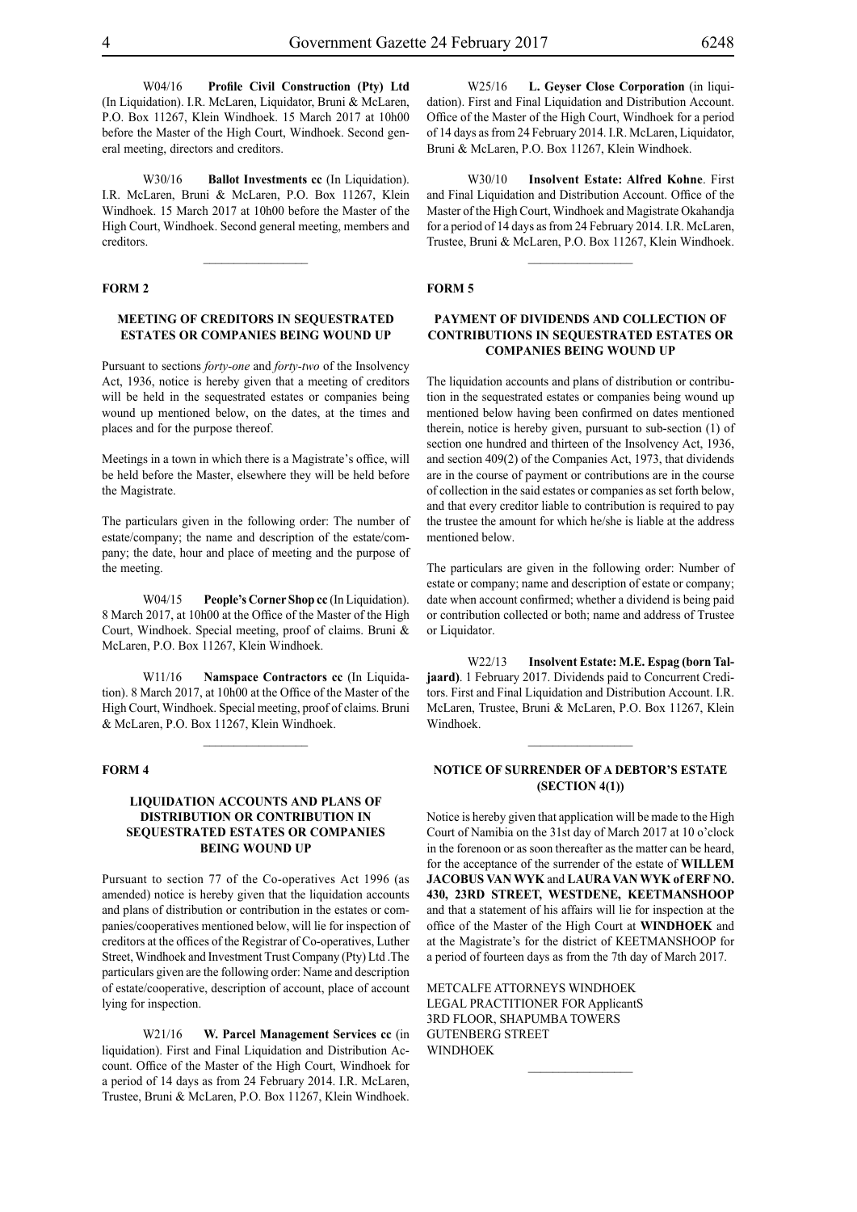W04/16 **Profile Civil Construction (Pty) Ltd** (In Liquidation). I.R. McLaren, Liquidator, Bruni & McLaren, P.O. Box 11267, Klein Windhoek. 15 March 2017 at 10h00 before the Master of the High Court, Windhoek. Second general meeting, directors and creditors.

W30/16 **Ballot Investments cc** (In Liquidation). I.R. McLaren, Bruni & McLaren, P.O. Box 11267, Klein Windhoek. 15 March 2017 at 10h00 before the Master of the High Court, Windhoek. Second general meeting, members and creditors.

## FORM 2

### MEETING OF CREDITORS IN SEQUESTRATED ESTATES OR COMPANIES BEING WOUND UP

Pursuant to sections *forty-one* and *forty-two* of the Insolvency Act, 1936, notice is hereby given that a meeting of creditors will be held in the sequestrated estates or companies being wound up mentioned below, on the dates, at the times and places and for the purpose thereof.

Meetings in a town in which there is a Magistrate's office, will be held before the Master, elsewhere they will be held before the Magistrate.

The particulars given in the following order: The number of estate/company; the name and description of the estate/company; the date, hour and place of meeting and the purpose of the meeting.

W04/15 **People's Corner Shop cc** (In Liquidation). 8 March 2017, at 10h00 at the Office of the Master of the High Court, Windhoek. Special meeting, proof of claims. Bruni & McLaren, P.O. Box 11267, Klein Windhoek.

W11/16 **Namspace Contractors cc** (In Liquidation). 8 March 2017, at 10h00 at the Office of the Master of the High Court, Windhoek. Special meeting, proof of claims. Bruni & McLaren, P.O. Box 11267, Klein Windhoek.

## FORM 4

### LIQUIDATION ACCOUNTS AND PLANS OF DISTRIBUTION OR CONTRIBUTION IN SEQUESTRATED ESTATES OR COMPANIES BEING WOUND UP

Pursuant to section 77 of the Co-operatives Act 1996 (as amended) notice is hereby given that the liquidation accounts and plans of distribution or contribution in the estates or companies/cooperatives mentioned below, will lie for inspection of creditors at the offices of the Registrar of Co-operatives, Luther Street, Windhoek and Investment Trust Company (Pty) Ltd .The particulars given are the following order: Name and description of estate/cooperative, description of account, place of account lying for inspection.

W21/16 **W. Parcel Management Services cc** (in liquidation). First and Final Liquidation and Distribution Account. Office of the Master of the High Court, Windhoek for a period of 14 days as from 24 February 2014. I.R. McLaren, Trustee, Bruni & McLaren, P.O. Box 11267, Klein Windhoek.

W25/16 **L. Geyser Close Corporation** (in liquidation). First and Final Liquidation and Distribution Account. Office of the Master of the High Court, Windhoek for a period of 14 days as from 24 February 2014. I.R. McLaren, Liquidator, Bruni & McLaren, P.O. Box 11267, Klein Windhoek.

W30/10 **Insolvent Estate: Alfred Kohne**. First and Final Liquidation and Distribution Account. Office of the Master of the High Court, Windhoek and Magistrate Okahandja for a period of 14 days as from 24 February 2014. I.R. McLaren, Trustee, Bruni & McLaren, P.O. Box 11267, Klein Windhoek.

## FORM 5

### PAYMENT OF DIVIDENDS AND COLLECTION OF CONTRIBUTIONS IN SEQUESTRATED ESTATES OR COMPANIES BEING WOUND UP

The liquidation accounts and plans of distribution or contribution in the sequestrated estates or companies being wound up mentioned below having been confirmed on dates mentioned therein, notice is hereby given, pursuant to sub-section (1) of section one hundred and thirteen of the Insolvency Act, 1936, and section 409(2) of the Companies Act, 1973, that dividends are in the course of payment or contributions are in the course of collection in the said estates or companies as set forth below, and that every creditor liable to contribution is required to pay the trustee the amount for which he/she is liable at the address mentioned below.

The particulars are given in the following order: Number of estate or company; name and description of estate or company; date when account confirmed; whether a dividend is being paid or contribution collected or both; name and address of Trustee or Liquidator.

W22/13 **Insolvent Estate: M.E. Espag (born Taljaard)**. 1 February 2017. Dividends paid to Concurrent Creditors. First and Final Liquidation and Distribution Account. I.R. McLaren, Trustee, Bruni & McLaren, P.O. Box 11267, Klein Windhoek.

### NOTICE OF SURRENDER OF A DEBTOR'S ESTATE (SECTION 4(1))

Notice is hereby given that application will be made to the High Court of Namibia on the 31st day of March 2017 at 10 o'clock in the forenoon or as soon thereafter as the matter can be heard, for the acceptance of the surrender of the estate of **WILLEM JACOBUS VAN WYK** and **LAURA VAN WYK of ERF NO. 430, 23RD STREET, WESTDENE, KEETMANSHOOP** and that a statement of his affairs will lie for inspection at the office of the Master of the High Court at **WINDHOEK** and at the Magistrate's for the district of KEETMANSHOOP for a period of fourteen days as from the 7th day of March 2017.

METCALFE ATTORNEYS WINDHOEK
LEGAL PRACTITIONER FOR ApplicantS
3RD FLOOR, SHAPUMBA TOWERS
GUTENBERG STREET
WINDHOEK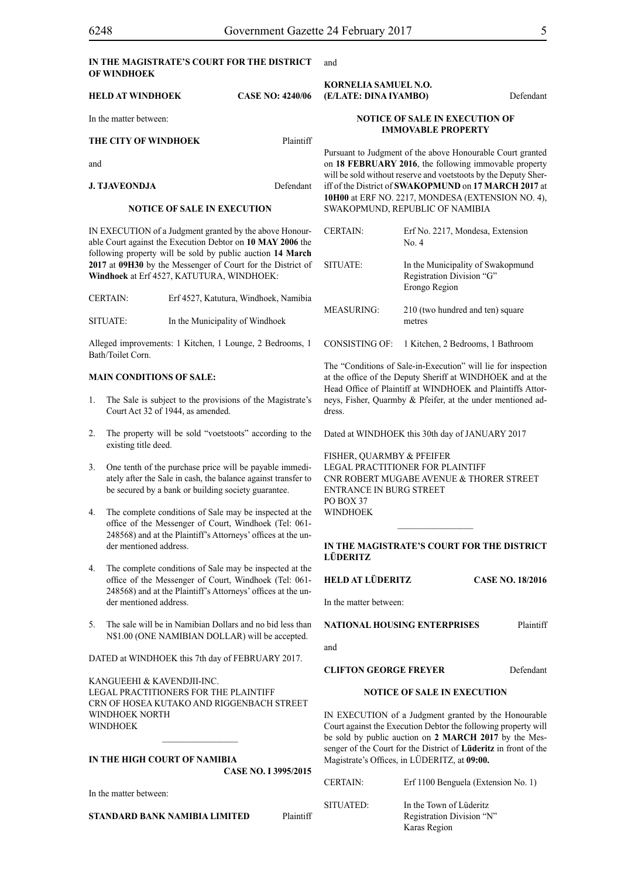**IN THE MAGISTRATE'S COURT FOR THE DISTRICT OF WINDHOEK**

**HELD AT WINDHOEK** **CASE NO: 4240/06**

In the matter between:

**THE CITY OF WINDHOEK** Plaintiff

and

**J. TJAVEONDJA** Defendant

**NOTICE OF SALE IN EXECUTION**

IN EXECUTION of a Judgment granted by the above Honourable Court against the Execution Debtor on **10 MAY 2006** the following property will be sold by public auction **14 March 2017** at **09H30** by the Messenger of Court for the District of **Windhoek** at Erf 4527, KATUTURA, WINDHOEK:

| | |
|---|---|
| CERTAIN: | Erf 4527, Katutura, Windhoek, Namibia |
| SITUATE: | In the Municipality of Windhoek |

Alleged improvements: 1 Kitchen, 1 Lounge, 2 Bedrooms, 1 Bath/Toilet Corn.

**MAIN CONDITIONS OF SALE:**

1. The Sale is subject to the provisions of the Magistrate's Court Act 32 of 1944, as amended.
2. The property will be sold "voetstoots" according to the existing title deed.
3. One tenth of the purchase price will be payable immediately after the Sale in cash, the balance against transfer to be secured by a bank or building society guarantee.
4. The complete conditions of Sale may be inspected at the office of the Messenger of Court, Windhoek (Tel: 061-248568) and at the Plaintiff's Attorneys' offices at the under mentioned address.
4. The complete conditions of Sale may be inspected at the office of the Messenger of Court, Windhoek (Tel: 061-248568) and at the Plaintiff's Attorneys' offices at the under mentioned address.
5. The sale will be in Namibian Dollars and no bid less than N$1.00 (ONE NAMIBIAN DOLLAR) will be accepted.

DATED at WINDHOEK this 7th day of FEBRUARY 2017.

KANGUEEHI & KAVENDJII-INC.
LEGAL PRACTITIONERS FOR THE PLAINTIFF
CRN OF HOSEA KUTAKO AND RIGGENBACH STREET
WINDHOEK NORTH
WINDHOEK

---

**IN THE HIGH COURT OF NAMIBIA**

**CASE NO. I 3995/2015**

In the matter between:

**STANDARD BANK NAMIBIA LIMITED** Plaintiff

and

**KORNELIA SAMUEL N.O.**
**(E/LATE: DINA IYAMBO)** Defendant

**NOTICE OF SALE IN EXECUTION OF IMMOVABLE PROPERTY**

Pursuant to Judgment of the above Honourable Court granted on **18 FEBRUARY 2016**, the following immovable property will be sold without reserve and voetstoots by the Deputy Sheriff of the District of **SWAKOPMUND** on **17 MARCH 2017** at **10H00** at ERF NO. 2217, MONDESA (EXTENSION NO. 4), SWAKOPMUND, REPUBLIC OF NAMIBIA

| | |
|---|---|
| CERTAIN: | Erf No. 2217, Mondesa, Extension No. 4 |
| SITUATE: | In the Municipality of Swakopmund Registration Division "G" Erongo Region |
| MEASURING: | 210 (two hundred and ten) square metres |
| CONSISTING OF: | 1 Kitchen, 2 Bedrooms, 1 Bathroom |

The "Conditions of Sale-in-Execution" will lie for inspection at the office of the Deputy Sheriff at WINDHOEK and at the Head Office of Plaintiff at WINDHOEK and Plaintiffs Attorneys, Fisher, Quarmby & Pfeifer, at the under mentioned address.

Dated at WINDHOEK this 30th day of JANUARY 2017

FISHER, QUARMBY & PFEIFER
LEGAL PRACTITIONER FOR PLAINTIFF
CNR ROBERT MUGABE AVENUE & THORER STREET
ENTRANCE IN BURG STREET
PO BOX 37
WINDHOEK

---

**IN THE MAGISTRATE'S COURT FOR THE DISTRICT LÜDERITZ**

**HELD AT LÜDERITZ** **CASE NO. 18/2016**

In the matter between:

**NATIONAL HOUSING ENTERPRISES** Plaintiff

and

**CLIFTON GEORGE FREYER** Defendant

**NOTICE OF SALE IN EXECUTION**

IN EXECUTION of a Judgment granted by the Honourable Court against the Execution Debtor the following property will be sold by public auction on **2 MARCH 2017** by the Messenger of the Court for the District of **Lüderitz** in front of the Magistrate's Offices, in LÜDERITZ, at **09:00.**

| | |
|---|---|
| CERTAIN: | Erf 1100 Benguela (Extension No. 1) |
| SITUATED: | In the Town of Lüderitz Registration Division "N" Karas Region |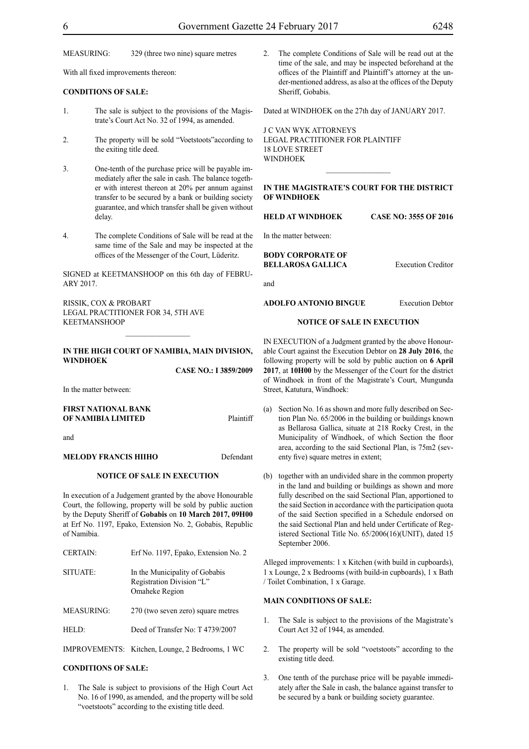MEASURING: 329 (three two nine) square metres

With all fixed improvements thereon:

**CONDITIONS OF SALE:**

1. The sale is subject to the provisions of the Magistrate's Court Act No. 32 of 1994, as amended.

2. The property will be sold "Voetstoots"according to the exiting title deed.

3. One-tenth of the purchase price will be payable immediately after the sale in cash. The balance together with interest thereon at 20% per annum against transfer to be secured by a bank or building society guarantee, and which transfer shall be given without delay.

4. The complete Conditions of Sale will be read at the same time of the Sale and may be inspected at the offices of the Messenger of the Court, Lüderitz.

SIGNED at KEETMANSHOOP on this 6th day of FEBRUARY 2017.

RISSIK, COX & PROBART
LEGAL PRACTITIONER FOR 34, 5TH AVE
KEETMANSHOOP

---

**IN THE HIGH COURT OF NAMIBIA, MAIN DIVISION, WINDHOEK**

**CASE NO.: I 3859/2009**

In the matter between:

**FIRST NATIONAL BANK OF NAMIBIA LIMITED** Plaintiff

and

**MELODY FRANCIS HIIHO** Defendant

**NOTICE OF SALE IN EXECUTION**

In execution of a Judgement granted by the above Honourable Court, the following, property will be sold by public auction by the Deputy Sheriff of **Gobabis** on **10 March 2017, 09H00** at Erf No. 1197, Epako, Extension No. 2, Gobabis, Republic of Namibia.

| | |
|---|---|
| CERTAIN: | Erf No. 1197, Epako, Extension No. 2 |
| SITUATE: | In the Municipality of Gobabis Registration Division "L" Omaheke Region |
| MEASURING: | 270 (two seven zero) square metres |
| HELD: | Deed of Transfer No: T 4739/2007 |
| IMPROVEMENTS: | Kitchen, Lounge, 2 Bedrooms, 1 WC |

**CONDITIONS OF SALE:**

1. The Sale is subject to provisions of the High Court Act No. 16 of 1990, as amended, and the property will be sold "voetstoots" according to the existing title deed.

2. The complete Conditions of Sale will be read out at the time of the sale, and may be inspected beforehand at the offices of the Plaintiff and Plaintiff's attorney at the under-mentioned address, as also at the offices of the Deputy Sheriff, Gobabis.

Dated at WINDHOEK on the 27th day of JANUARY 2017.

J C VAN WYK ATTORNEYS
LEGAL PRACTITIONER FOR PLAINTIFF
18 LOVE STREET
WINDHOEK

---

**IN THE MAGISTRATE'S COURT FOR THE DISTRICT OF WINDHOEK**

**HELD AT WINDHOEK** **CASE NO: 3555 OF 2016**

In the matter between:

**BODY CORPORATE OF BELLAROSA GALLICA** Execution Creditor

and

**ADOLFO ANTONIO BINGUE** Execution Debtor

**NOTICE OF SALE IN EXECUTION**

IN EXECUTION of a Judgment granted by the above Honourable Court against the Execution Debtor on **28 July 2016**, the following property will be sold by public auction on **6 April 2017**, at **10H00** by the Messenger of the Court for the district of Windhoek in front of the Magistrate's Court, Mungunda Street, Katutura, Windhoek:

(a) Section No. 16 as shown and more fully described on Section Plan No. 65/2006 in the building or buildings known as Bellarosa Gallica, situate at 218 Rocky Crest, in the Municipality of Windhoek, of which Section the floor area, according to the said Sectional Plan, is 75m2 (seventy five) square metres in extent;

(b) together with an undivided share in the common property in the land and building or buildings as shown and more fully described on the said Sectional Plan, apportioned to the said Section in accordance with the participation quota of the said Section specified in a Schedule endorsed on the said Sectional Plan and held under Certificate of Registered Sectional Title No. 65/2006(16)(UNIT), dated 15 September 2006.

Alleged improvements: 1 x Kitchen (with build in cupboards), 1 x Lounge, 2 x Bedrooms (with build-in cupboards), 1 x Bath / Toilet Combination, 1 x Garage.

**MAIN CONDITIONS OF SALE:**

1. The Sale is subject to the provisions of the Magistrate's Court Act 32 of 1944, as amended.

2. The property will be sold "voetstoots" according to the existing title deed.

3. One tenth of the purchase price will be payable immediately after the Sale in cash, the balance against transfer to be secured by a bank or building society guarantee.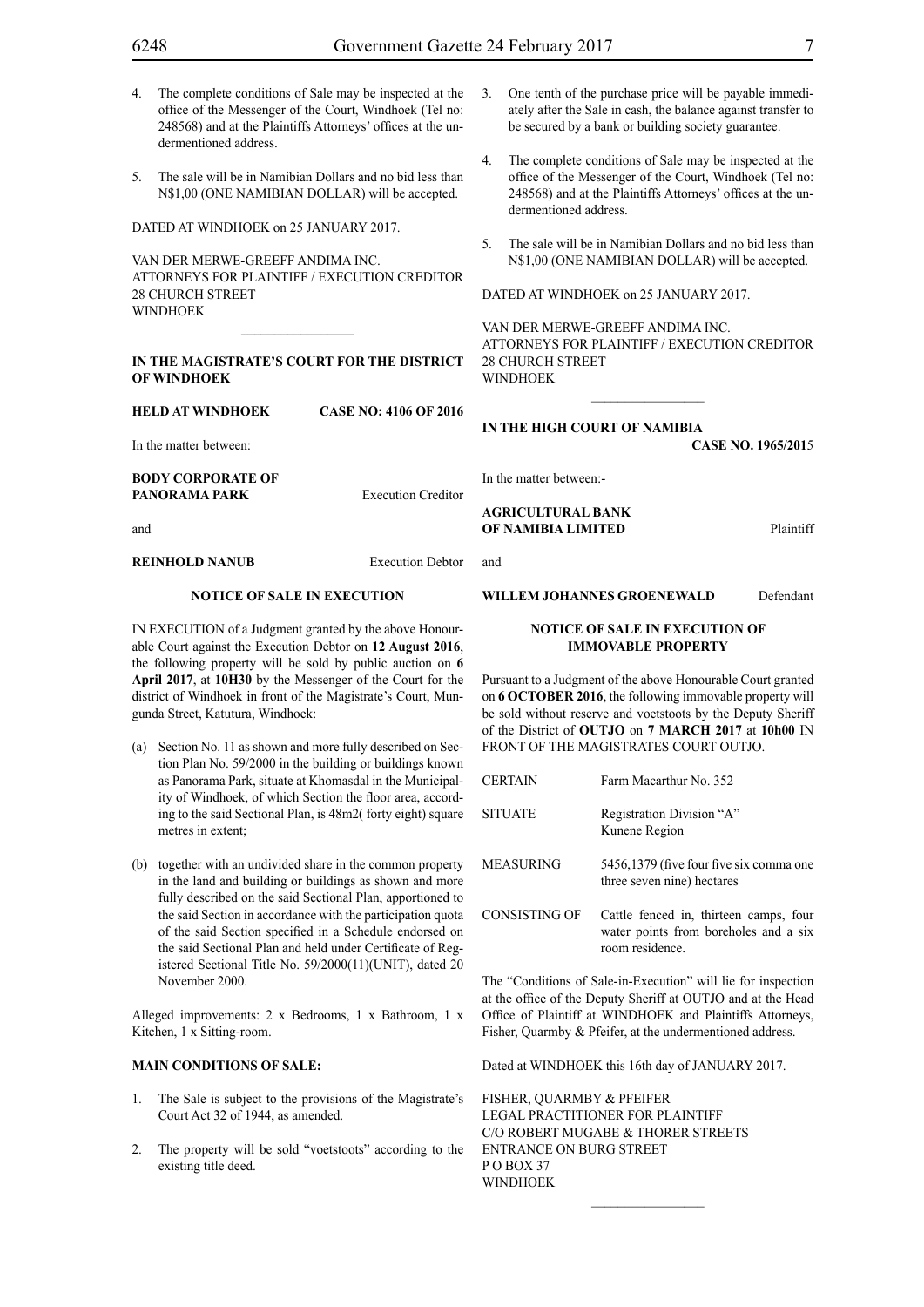4. The complete conditions of Sale may be inspected at the office of the Messenger of the Court, Windhoek (Tel no: 248568) and at the Plaintiffs Attorneys' offices at the undermentioned address.

5. The sale will be in Namibian Dollars and no bid less than N$1,00 (ONE NAMIBIAN DOLLAR) will be accepted.

DATED AT WINDHOEK on 25 JANUARY 2017.

VAN DER MERWE-GREEFF ANDIMA INC.
ATTORNEYS FOR PLAINTIFF / EXECUTION CREDITOR
28 CHURCH STREET
WINDHOEK

---

**IN THE MAGISTRATE'S COURT FOR THE DISTRICT OF WINDHOEK**

**HELD AT WINDHOEK** **CASE NO: 4106 OF 2016**

In the matter between:

**BODY CORPORATE OF PANORAMA PARK** Execution Creditor

and

**REINHOLD NANUB** Execution Debtor

**NOTICE OF SALE IN EXECUTION**

IN EXECUTION of a Judgment granted by the above Honourable Court against the Execution Debtor on **12 August 2016**, the following property will be sold by public auction on **6 April 2017**, at **10H30** by the Messenger of the Court for the district of Windhoek in front of the Magistrate's Court, Mungunda Street, Katutura, Windhoek:

(a) Section No. 11 as shown and more fully described on Section Plan No. 59/2000 in the building or buildings known as Panorama Park, situate at Khomasdal in the Municipality of Windhoek, of which Section the floor area, according to the said Sectional Plan, is 48m2( forty eight) square metres in extent;

(b) together with an undivided share in the common property in the land and building or buildings as shown and more fully described on the said Sectional Plan, apportioned to the said Section in accordance with the participation quota of the said Section specified in a Schedule endorsed on the said Sectional Plan and held under Certificate of Registered Sectional Title No. 59/2000(11)(UNIT), dated 20 November 2000.

Alleged improvements: 2 x Bedrooms, 1 x Bathroom, 1 x Kitchen, 1 x Sitting-room.

**MAIN CONDITIONS OF SALE:**

1. The Sale is subject to the provisions of the Magistrate's Court Act 32 of 1944, as amended.

2. The property will be sold "voetstoots" according to the existing title deed.

3. One tenth of the purchase price will be payable immediately after the Sale in cash, the balance against transfer to be secured by a bank or building society guarantee.

4. The complete conditions of Sale may be inspected at the office of the Messenger of the Court, Windhoek (Tel no: 248568) and at the Plaintiffs Attorneys' offices at the undermentioned address.

5. The sale will be in Namibian Dollars and no bid less than N$1,00 (ONE NAMIBIAN DOLLAR) will be accepted.

DATED AT WINDHOEK on 25 JANUARY 2017.

VAN DER MERWE-GREEFF ANDIMA INC.
ATTORNEYS FOR PLAINTIFF / EXECUTION CREDITOR
28 CHURCH STREET
WINDHOEK

---

**IN THE HIGH COURT OF NAMIBIA**

**CASE NO. 1965/201**5

In the matter between:-

**AGRICULTURAL BANK OF NAMIBIA LIMITED** Plaintiff

and

**WILLEM JOHANNES GROENEWALD** Defendant

**NOTICE OF SALE IN EXECUTION OF IMMOVABLE PROPERTY**

Pursuant to a Judgment of the above Honourable Court granted on **6 OCTOBER 2016**, the following immovable property will be sold without reserve and voetstoots by the Deputy Sheriff of the District of **OUTJO** on **7 MARCH 2017** at **10h00** IN FRONT OF THE MAGISTRATES COURT OUTJO.

| | |
|---|---|
| CERTAIN | Farm Macarthur No. 352 |
| SITUATE | Registration Division "A" Kunene Region |
| MEASURING | 5456,1379 (five four five six comma one three seven nine) hectares |
| CONSISTING OF | Cattle fenced in, thirteen camps, four water points from boreholes and a six room residence. |

The "Conditions of Sale-in-Execution" will lie for inspection at the office of the Deputy Sheriff at OUTJO and at the Head Office of Plaintiff at WINDHOEK and Plaintiffs Attorneys, Fisher, Quarmby & Pfeifer, at the undermentioned address.

Dated at WINDHOEK this 16th day of JANUARY 2017.

FISHER, QUARMBY & PFEIFER
LEGAL PRACTITIONER FOR PLAINTIFF
C/O ROBERT MUGABE & THORER STREETS
ENTRANCE ON BURG STREET
P O BOX 37
WINDHOEK

---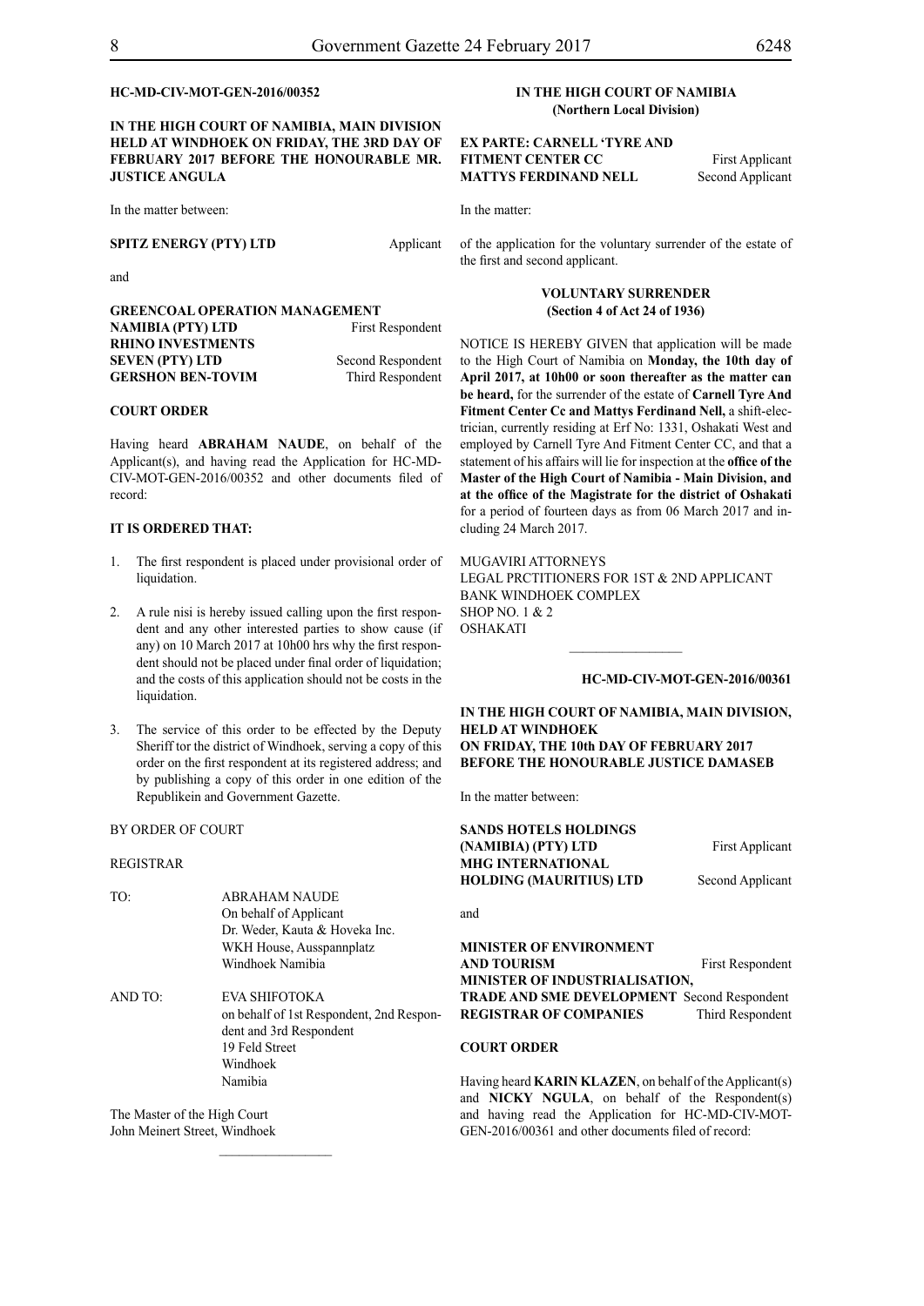**HC-MD-CIV-MOT-GEN-2016/00352**

**IN THE HIGH COURT OF NAMIBIA, MAIN DIVISION HELD AT WINDHOEK ON FRIDAY, THE 3RD DAY OF FEBRUARY 2017 BEFORE THE HONOURABLE MR. JUSTICE ANGULA**

In the matter between:

**SPITZ ENERGY (PTY) LTD** Applicant

and

**GREENCOAL OPERATION MANAGEMENT NAMIBIA (PTY) LTD** First Respondent
**RHINO INVESTMENTS SEVEN (PTY) LTD** Second Respondent
**GERSHON BEN-TOVIM** Third Respondent

**COURT ORDER**

Having heard **ABRAHAM NAUDE**, on behalf of the Applicant(s), and having read the Application for HC-MD-CIV-MOT-GEN-2016/00352 and other documents filed of record:

**IT IS ORDERED THAT:**

1. The first respondent is placed under provisional order of liquidation.

2. A rule nisi is hereby issued calling upon the first respondent and any other interested parties to show cause (if any) on 10 March 2017 at 10h00 hrs why the first respondent should not be placed under final order of liquidation; and the costs of this application should not be costs in the liquidation.

3. The service of this order to be effected by the Deputy Sheriff tor the district of Windhoek, serving a copy of this order on the first respondent at its registered address; and by publishing a copy of this order in one edition of the Republikein and Government Gazette.

BY ORDER OF COURT

REGISTRAR

TO: ABRAHAM NAUDE
On behalf of Applicant
Dr. Weder, Kauta & Hoveka Inc.
WKH House, Ausspannplatz
Windhoek Namibia

AND TO: EVA SHIFOTOKA
on behalf of 1st Respondent, 2nd Respondent and 3rd Respondent
19 Feld Street
Windhoek
Namibia

The Master of the High Court
John Meinert Street, Windhoek

________________

**IN THE HIGH COURT OF NAMIBIA**
**(Northern Local Division)**

**EX PARTE: CARNELL 'TYRE AND FITMENT CENTER CC** First Applicant
**MATTYS FERDINAND NELL** Second Applicant

In the matter:

of the application for the voluntary surrender of the estate of the first and second applicant.

**VOLUNTARY SURRENDER**
**(Section 4 of Act 24 of 1936)**

NOTICE IS HEREBY GIVEN that application will be made to the High Court of Namibia on **Monday, the 10th day of April 2017, at 10h00 or soon thereafter as the matter can be heard,** for the surrender of the estate of **Carnell Tyre And Fitment Center Cc and Mattys Ferdinand Nell,** a shift-electrician, currently residing at Erf No: 1331, Oshakati West and employed by Carnell Tyre And Fitment Center CC, and that a statement of his affairs will lie for inspection at the **office of the Master of the High Court of Namibia - Main Division, and at the office of the Magistrate for the district of Oshakati** for a period of fourteen days as from 06 March 2017 and including 24 March 2017.

MUGAVIRI ATTORNEYS
LEGAL PRCTITIONERS FOR 1ST & 2ND APPLICANT
BANK WINDHOEK COMPLEX
SHOP NO. 1 & 2
OSHAKATI

________________

**HC-MD-CIV-MOT-GEN-2016/00361**

**IN THE HIGH COURT OF NAMIBIA, MAIN DIVISION, HELD AT WINDHOEK ON FRIDAY, THE 10th DAY OF FEBRUARY 2017 BEFORE THE HONOURABLE JUSTICE DAMASEB**

In the matter between:

**SANDS HOTELS HOLDINGS (NAMIBIA) (PTY) LTD** First Applicant
**MHG INTERNATIONAL HOLDING (MAURITIUS) LTD** Second Applicant

and

**MINISTER OF ENVIRONMENT AND TOURISM** First Respondent
**MINISTER OF INDUSTRIALISATION, TRADE AND SME DEVELOPMENT** Second Respondent
**REGISTRAR OF COMPANIES** Third Respondent

**COURT ORDER**

Having heard **KARIN KLAZEN**, on behalf of the Applicant(s) and **NICKY NGULA**, on behalf of the Respondent(s) and having read the Application for HC-MD-CIV-MOT-GEN-2016/00361 and other documents filed of record: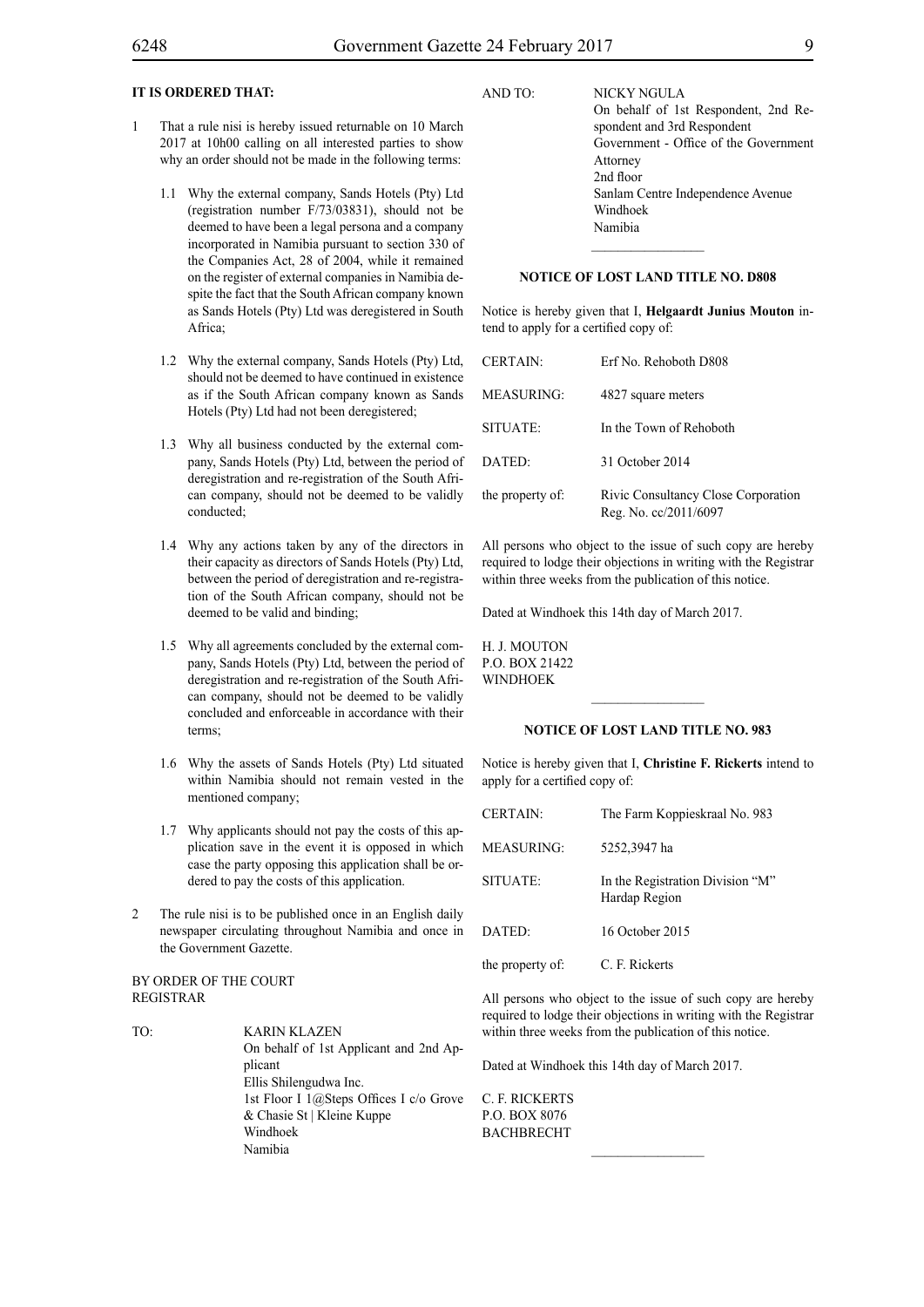**IT IS ORDERED THAT:**

1 That a rule nisi is hereby issued returnable on 10 March 2017 at 10h00 calling on all interested parties to show why an order should not be made in the following terms:

1.1 Why the external company, Sands Hotels (Pty) Ltd (registration number F/73/03831), should not be deemed to have been a legal persona and a company incorporated in Namibia pursuant to section 330 of the Companies Act, 28 of 2004, while it remained on the register of external companies in Namibia despite the fact that the South African company known as Sands Hotels (Pty) Ltd was deregistered in South Africa;

1.2 Why the external company, Sands Hotels (Pty) Ltd, should not be deemed to have continued in existence as if the South African company known as Sands Hotels (Pty) Ltd had not been deregistered;

1.3 Why all business conducted by the external company, Sands Hotels (Pty) Ltd, between the period of deregistration and re-registration of the South African company, should not be deemed to be validly conducted;

1.4 Why any actions taken by any of the directors in their capacity as directors of Sands Hotels (Pty) Ltd, between the period of deregistration and re-registration of the South African company, should not be deemed to be valid and binding;

1.5 Why all agreements concluded by the external company, Sands Hotels (Pty) Ltd, between the period of deregistration and re-registration of the South African company, should not be deemed to be validly concluded and enforceable in accordance with their terms;

1.6 Why the assets of Sands Hotels (Pty) Ltd situated within Namibia should not remain vested in the mentioned company;

1.7 Why applicants should not pay the costs of this application save in the event it is opposed in which case the party opposing this application shall be ordered to pay the costs of this application.

2 The rule nisi is to be published once in an English daily newspaper circulating throughout Namibia and once in the Government Gazette.

BY ORDER OF THE COURT
REGISTRAR

TO: KARIN KLAZEN
On behalf of 1st Applicant and 2nd Applicant
Ellis Shilengudwa Inc.
1st Floor I 1@Steps Offices I c/o Grove & Chasie St | Kleine Kuppe
Windhoek
Namibia

AND TO: NICKY NGULA
On behalf of 1st Respondent, 2nd Respondent and 3rd Respondent
Government - Office of the Government Attorney
2nd floor
Sanlam Centre Independence Avenue
Windhoek
Namibia

---

**NOTICE OF LOST LAND TITLE NO. D808**

Notice is hereby given that I, **Helgaardt Junius Mouton** intend to apply for a certified copy of:

| | |
|---|---|
| CERTAIN: | Erf No. Rehoboth D808 |
| MEASURING: | 4827 square meters |
| SITUATE: | In the Town of Rehoboth |
| DATED: | 31 October 2014 |
| the property of: | Rivic Consultancy Close Corporation Reg. No. cc/2011/6097 |

All persons who object to the issue of such copy are hereby required to lodge their objections in writing with the Registrar within three weeks from the publication of this notice.

Dated at Windhoek this 14th day of March 2017.

H. J. MOUTON
P.O. BOX 21422
WINDHOEK

---

**NOTICE OF LOST LAND TITLE NO. 983**

Notice is hereby given that I, **Christine F. Rickerts** intend to apply for a certified copy of:

| | |
|---|---|
| CERTAIN: | The Farm Koppieskraal No. 983 |
| MEASURING: | 5252,3947 ha |
| SITUATE: | In the Registration Division "M" Hardap Region |
| DATED: | 16 October 2015 |
| the property of: | C. F. Rickerts |

All persons who object to the issue of such copy are hereby required to lodge their objections in writing with the Registrar within three weeks from the publication of this notice.

Dated at Windhoek this 14th day of March 2017.

C. F. RICKERTS
P.O. BOX 8076
BACHBRECHT

---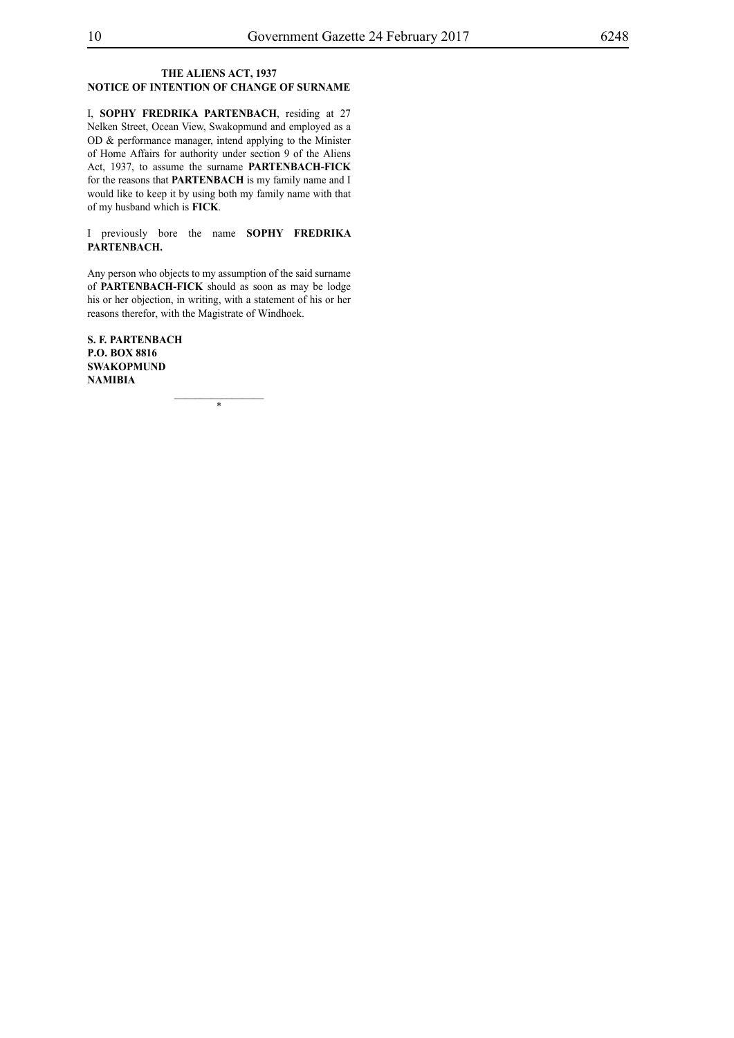**THE ALIENS ACT, 1937**
**NOTICE OF INTENTION OF CHANGE OF SURNAME**

I, **SOPHY FREDRIKA PARTENBACH**, residing at 27 Nelken Street, Ocean View, Swakopmund and employed as a OD & performance manager, intend applying to the Minister of Home Affairs for authority under section 9 of the Aliens Act, 1937, to assume the surname **PARTENBACH-FICK** for the reasons that **PARTENBACH** is my family name and I would like to keep it by using both my family name with that of my husband which is **FICK**.

I previously bore the name **SOPHY FREDRIKA PARTENBACH.**

Any person who objects to my assumption of the said surname of **PARTENBACH-FICK** should as soon as may be lodge his or her objection, in writing, with a statement of his or her reasons therefor, with the Magistrate of Windhoek.

**S. F. PARTENBACH**
**P.O. BOX 8816**
**SWAKOPMUND**
**NAMIBIA**

---

*